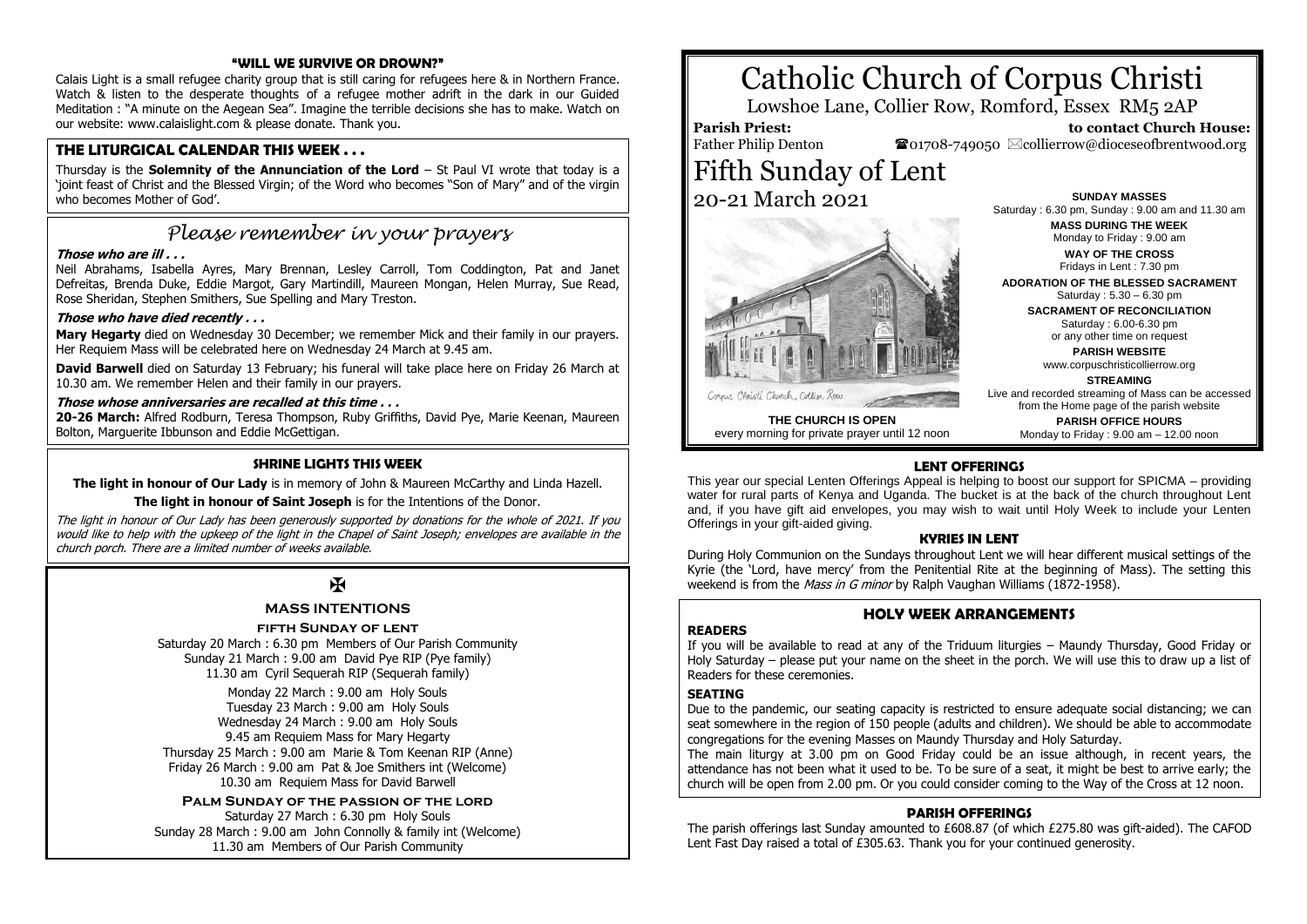# Catholic Church of Corpus Christi

Lowshoe Lane, Collier Row, Romford, Essex RM5 2AP

**Parish Priest:** Father Philip Denton

**to contact Church House:** ☎01708-749050 ✉collierrow@dioceseofbrentwood.org

# Fifth Sunday of Lent

20-21 March 2021

Corpus Christi Church, Collier Row

**THE CHURCH IS OPEN**
every morning for private prayer until 12 noon

**SUNDAY MASSES**
Saturday : 6.30 pm, Sunday : 9.00 am and 11.30 am

**MASS DURING THE WEEK**
Monday to Friday : 9.00 am

**WAY OF THE CROSS**
Fridays in Lent : 7.30 pm

**ADORATION OF THE BLESSED SACRAMENT**
Saturday : 5.30 – 6.30 pm

**SACRAMENT OF RECONCILIATION**
Saturday : 6.00-6.30 pm
or any other time on request

**PARISH WEBSITE**
www.corpuschristicollierrow.org

**STREAMING**
Live and recorded streaming of Mass can be accessed from the Home page of the parish website

**PARISH OFFICE HOURS**
Monday to Friday : 9.00 am – 12.00 noon

## "WILL WE SURVIVE OR DROWN?"

Calais Light is a small refugee charity group that is still caring for refugees here & in Northern France. Watch & listen to the desperate thoughts of a refugee mother adrift in the dark in our Guided Meditation : "A minute on the Aegean Sea". Imagine the terrible decisions she has to make. Watch on our website: www.calaislight.com & please donate. Thank you.

## THE LITURGICAL CALENDAR THIS WEEK . . .

Thursday is the **Solemnity of the Annunciation of the Lord** – St Paul VI wrote that today is a 'joint feast of Christ and the Blessed Virgin; of the Word who becomes "Son of Mary" and of the virgin who becomes Mother of God'.

## *Please remember in your prayers*

***Those who are ill . . .***

Neil Abrahams, Isabella Ayres, Mary Brennan, Lesley Carroll, Tom Coddington, Pat and Janet Defreitas, Brenda Duke, Eddie Margot, Gary Martindill, Maureen Mongan, Helen Murray, Sue Read, Rose Sheridan, Stephen Smithers, Sue Spelling and Mary Treston.

***Those who have died recently . . .***

**Mary Hegarty** died on Wednesday 30 December; we remember Mick and their family in our prayers. Her Requiem Mass will be celebrated here on Wednesday 24 March at 9.45 am.

**David Barwell** died on Saturday 13 February; his funeral will take place here on Friday 26 March at 10.30 am. We remember Helen and their family in our prayers.

***Those whose anniversaries are recalled at this time . . .***

**20-26 March:** Alfred Rodburn, Teresa Thompson, Ruby Griffiths, David Pye, Marie Keenan, Maureen Bolton, Marguerite Ibbunson and Eddie McGettigan.

## SHRINE LIGHTS THIS WEEK

**The light in honour of Our Lady** is in memory of John & Maureen McCarthy and Linda Hazell.

**The light in honour of Saint Joseph** is for the Intentions of the Donor.

*The light in honour of Our Lady has been generously supported by donations for the whole of 2021. If you would like to help with the upkeep of the light in the Chapel of Saint Joseph; envelopes are available in the church porch. There are a limited number of weeks available.*

✠

## MASS INTENTIONS

**FIFTH SUNDAY OF LENT**

Saturday 20 March : 6.30 pm Members of Our Parish Community
Sunday 21 March : 9.00 am David Pye RIP (Pye family)
11.30 am Cyril Sequerah RIP (Sequerah family)

Monday 22 March : 9.00 am Holy Souls
Tuesday 23 March : 9.00 am Holy Souls
Wednesday 24 March : 9.00 am Holy Souls
9.45 am Requiem Mass for Mary Hegarty
Thursday 25 March : 9.00 am Marie & Tom Keenan RIP (Anne)
Friday 26 March : 9.00 am Pat & Joe Smithers int (Welcome)
10.30 am Requiem Mass for David Barwell

**PALM SUNDAY OF THE PASSION OF THE LORD**

Saturday 27 March : 6.30 pm Holy Souls
Sunday 28 March : 9.00 am John Connolly & family int (Welcome)
11.30 am Members of Our Parish Community

## LENT OFFERINGS

This year our special Lenten Offerings Appeal is helping to boost our support for SPICMA – providing water for rural parts of Kenya and Uganda. The bucket is at the back of the church throughout Lent and, if you have gift aid envelopes, you may wish to wait until Holy Week to include your Lenten Offerings in your gift-aided giving.

## KYRIES IN LENT

During Holy Communion on the Sundays throughout Lent we will hear different musical settings of the Kyrie (the 'Lord, have mercy' from the Penitential Rite at the beginning of Mass). The setting this weekend is from the *Mass in G minor* by Ralph Vaughan Williams (1872-1958).

## HOLY WEEK ARRANGEMENTS

**READERS**

If you will be available to read at any of the Triduum liturgies – Maundy Thursday, Good Friday or Holy Saturday – please put your name on the sheet in the porch. We will use this to draw up a list of Readers for these ceremonies.

**SEATING**

Due to the pandemic, our seating capacity is restricted to ensure adequate social distancing; we can seat somewhere in the region of 150 people (adults and children). We should be able to accommodate congregations for the evening Masses on Maundy Thursday and Holy Saturday.

The main liturgy at 3.00 pm on Good Friday could be an issue although, in recent years, the attendance has not been what it used to be. To be sure of a seat, it might be best to arrive early; the church will be open from 2.00 pm. Or you could consider coming to the Way of the Cross at 12 noon.

## PARISH OFFERINGS

The parish offerings last Sunday amounted to £608.87 (of which £275.80 was gift-aided). The CAFOD Lent Fast Day raised a total of £305.63. Thank you for your continued generosity.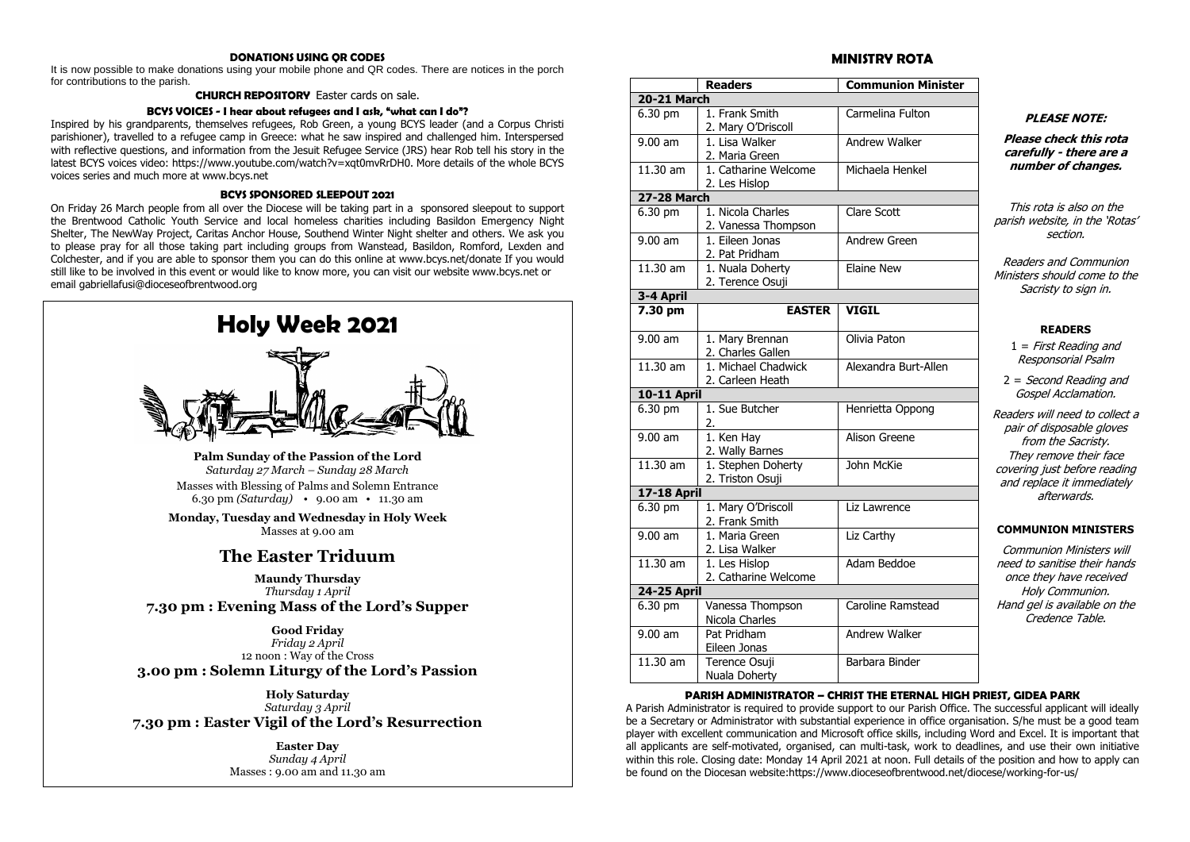### DONATIONS USING QR CODES

It is now possible to make donations using your mobile phone and QR codes. There are notices in the porch for contributions to the parish.

**CHURCH REPOSITORY** Easter cards on sale.

### BCYS VOICES - I hear about refugees and I ask, "what can I do"?

Inspired by his grandparents, themselves refugees, Rob Green, a young BCYS leader (and a Corpus Christi parishioner), travelled to a refugee camp in Greece: what he saw inspired and challenged him. Interspersed with reflective questions, and information from the Jesuit Refugee Service (JRS) hear Rob tell his story in the latest BCYS voices video: https://www.youtube.com/watch?v=xqt0mvRrDH0. More details of the whole BCYS voices series and much more at www.bcys.net

### BCYS SPONSORED SLEEPOUT 2021

On Friday 26 March people from all over the Diocese will be taking part in a sponsored sleepout to support the Brentwood Catholic Youth Service and local homeless charities including Basildon Emergency Night Shelter, The NewWay Project, Caritas Anchor House, Southend Winter Night shelter and others. We ask you to please pray for all those taking part including groups from Wanstead, Basildon, Romford, Lexden and Colchester, and if you are able to sponsor them you can do this online at www.bcys.net/donate If you would still like to be involved in this event or would like to know more, you can visit our website www.bcys.net or email gabriellafusi@dioceseofbrentwood.org

# Holy Week 2021

**Palm Sunday of the Passion of the Lord**
*Saturday 27 March – Sunday 28 March*
Masses with Blessing of Palms and Solemn Entrance
6.30 pm *(Saturday)* • 9.00 am • 11.30 am

**Monday, Tuesday and Wednesday in Holy Week**
Masses at 9.00 am

## The Easter Triduum

**Maundy Thursday**
*Thursday 1 April*
**7.30 pm : Evening Mass of the Lord's Supper**

**Good Friday**
*Friday 2 April*
12 noon : Way of the Cross
**3.00 pm : Solemn Liturgy of the Lord's Passion**

**Holy Saturday**
*Saturday 3 April*
**7.30 pm : Easter Vigil of the Lord's Resurrection**

**Easter Day**
*Sunday 4 April*
Masses : 9.00 am and 11.30 am

## MINISTRY ROTA

| | Readers | Communion Minister |
|---|---|---|
| **20-21 March** | | |
| 6.30 pm | 1. Frank Smith<br>2. Mary O'Driscoll | Carmelina Fulton |
| 9.00 am | 1. Lisa Walker<br>2. Maria Green | Andrew Walker |
| 11.30 am | 1. Catharine Welcome<br>2. Les Hislop | Michaela Henkel |
| **27-28 March** | | |
| 6.30 pm | 1. Nicola Charles<br>2. Vanessa Thompson | Clare Scott |
| 9.00 am | 1. Eileen Jonas<br>2. Pat Pridham | Andrew Green |
| 11.30 am | 1. Nuala Doherty<br>2. Terence Osuji | Elaine New |
| **3-4 April** | | |
| **7.30 pm** | **EASTER** | **VIGIL** |
| 9.00 am | 1. Mary Brennan<br>2. Charles Gallen | Olivia Paton |
| 11.30 am | 1. Michael Chadwick<br>2. Carleen Heath | Alexandra Burt-Allen |
| **10-11 April** | | |
| 6.30 pm | 1. Sue Butcher<br>2. | Henrietta Oppong |
| 9.00 am | 1. Ken Hay<br>2. Wally Barnes | Alison Greene |
| 11.30 am | 1. Stephen Doherty<br>2. Triston Osuji | John McKie |
| **17-18 April** | | |
| 6.30 pm | 1. Mary O'Driscoll<br>2. Frank Smith | Liz Lawrence |
| 9.00 am | 1. Maria Green<br>2. Lisa Walker | Liz Carthy |
| 11.30 am | 1. Les Hislop<br>2. Catharine Welcome | Adam Beddoe |
| **24-25 April** | | |
| 6.30 pm | Vanessa Thompson<br>Nicola Charles | Caroline Ramstead |
| 9.00 am | Pat Pridham<br>Eileen Jonas | Andrew Walker |
| 11.30 am | Terence Osuji<br>Nuala Doherty | Barbara Binder |

***PLEASE NOTE:***

***Please check this rota carefully - there are a number of changes.***

*This rota is also on the parish website, in the 'Rotas' section.*

*Readers and Communion Ministers should come to the Sacristy to sign in.*

**READERS**

1 = *First Reading and Responsorial Psalm*

2 = *Second Reading and Gospel Acclamation.*

*Readers will need to collect a pair of disposable gloves from the Sacristy. They remove their face covering just before reading and replace it immediately afterwards.*

**COMMUNION MINISTERS**

*Communion Ministers will need to sanitise their hands once they have received Holy Communion. Hand gel is available on the Credence Table.*

### PARISH ADMINISTRATOR – CHRIST THE ETERNAL HIGH PRIEST, GIDEA PARK

A Parish Administrator is required to provide support to our Parish Office. The successful applicant will ideally be a Secretary or Administrator with substantial experience in office organisation. S/he must be a good team player with excellent communication and Microsoft office skills, including Word and Excel. It is important that all applicants are self-motivated, organised, can multi-task, work to deadlines, and use their own initiative within this role. Closing date: Monday 14 April 2021 at noon. Full details of the position and how to apply can be found on the Diocesan website:https://www.dioceseofbrentwood.net/diocese/working-for-us/